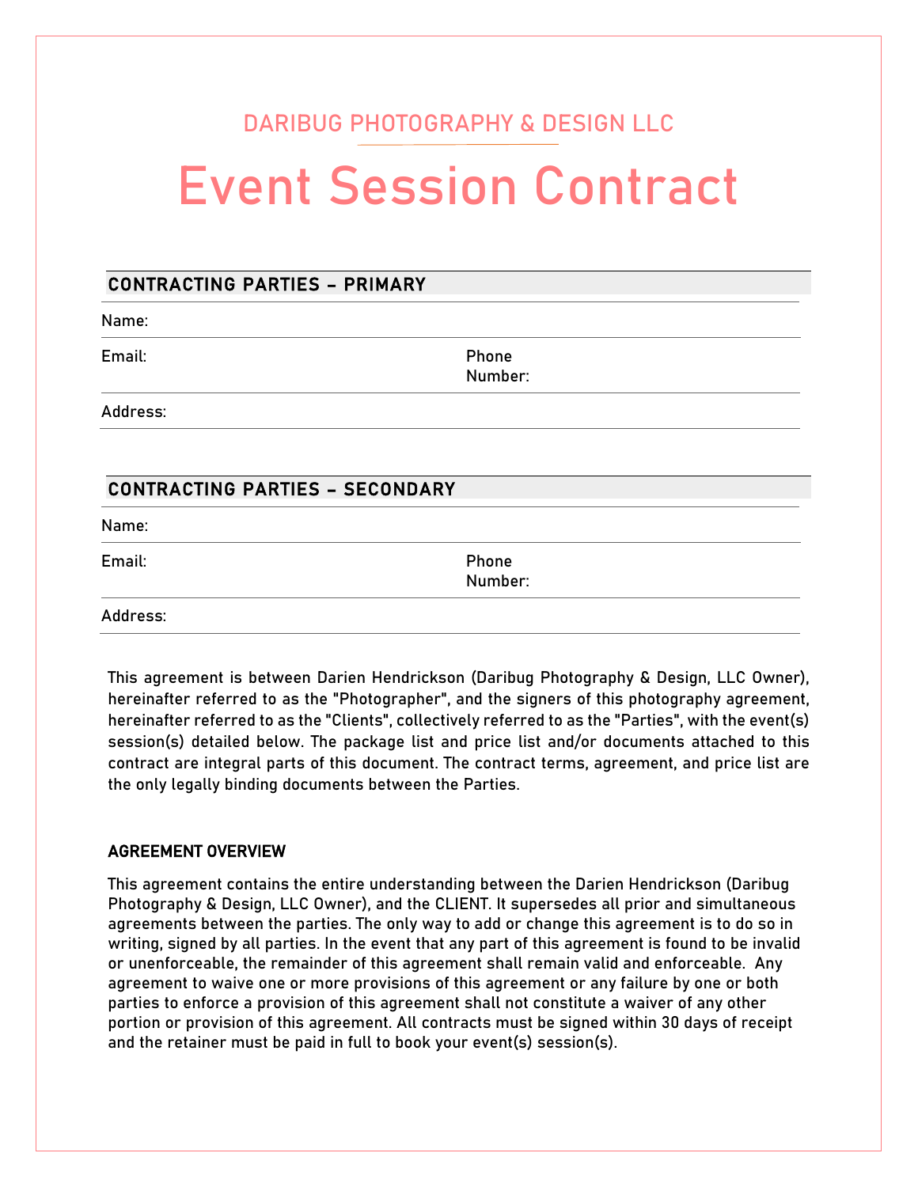DARIBUG PHOTOGRAPHY & DESIGN LLC

# Event Session Contract

## CONTRACTING PARTIES – PRIMARY

| Name: | |
|---|---|
| Email: | Phone Number: |
| Address: | |

## CONTRACTING PARTIES – SECONDARY

| Name: | |
|---|---|
| Email: | Phone Number: |
| Address: | |

This agreement is between Darien Hendrickson (Daribug Photography & Design, LLC Owner), hereinafter referred to as the "Photographer", and the signers of this photography agreement, hereinafter referred to as the "Clients", collectively referred to as the "Parties", with the event(s) session(s) detailed below. The package list and price list and/or documents attached to this contract are integral parts of this document. The contract terms, agreement, and price list are the only legally binding documents between the Parties.

### AGREEMENT OVERVIEW

This agreement contains the entire understanding between the Darien Hendrickson (Daribug Photography & Design, LLC Owner), and the CLIENT. It supersedes all prior and simultaneous agreements between the parties. The only way to add or change this agreement is to do so in writing, signed by all parties. In the event that any part of this agreement is found to be invalid or unenforceable, the remainder of this agreement shall remain valid and enforceable. Any agreement to waive one or more provisions of this agreement or any failure by one or both parties to enforce a provision of this agreement shall not constitute a waiver of any other portion or provision of this agreement. All contracts must be signed within 30 days of receipt and the retainer must be paid in full to book your event(s) session(s).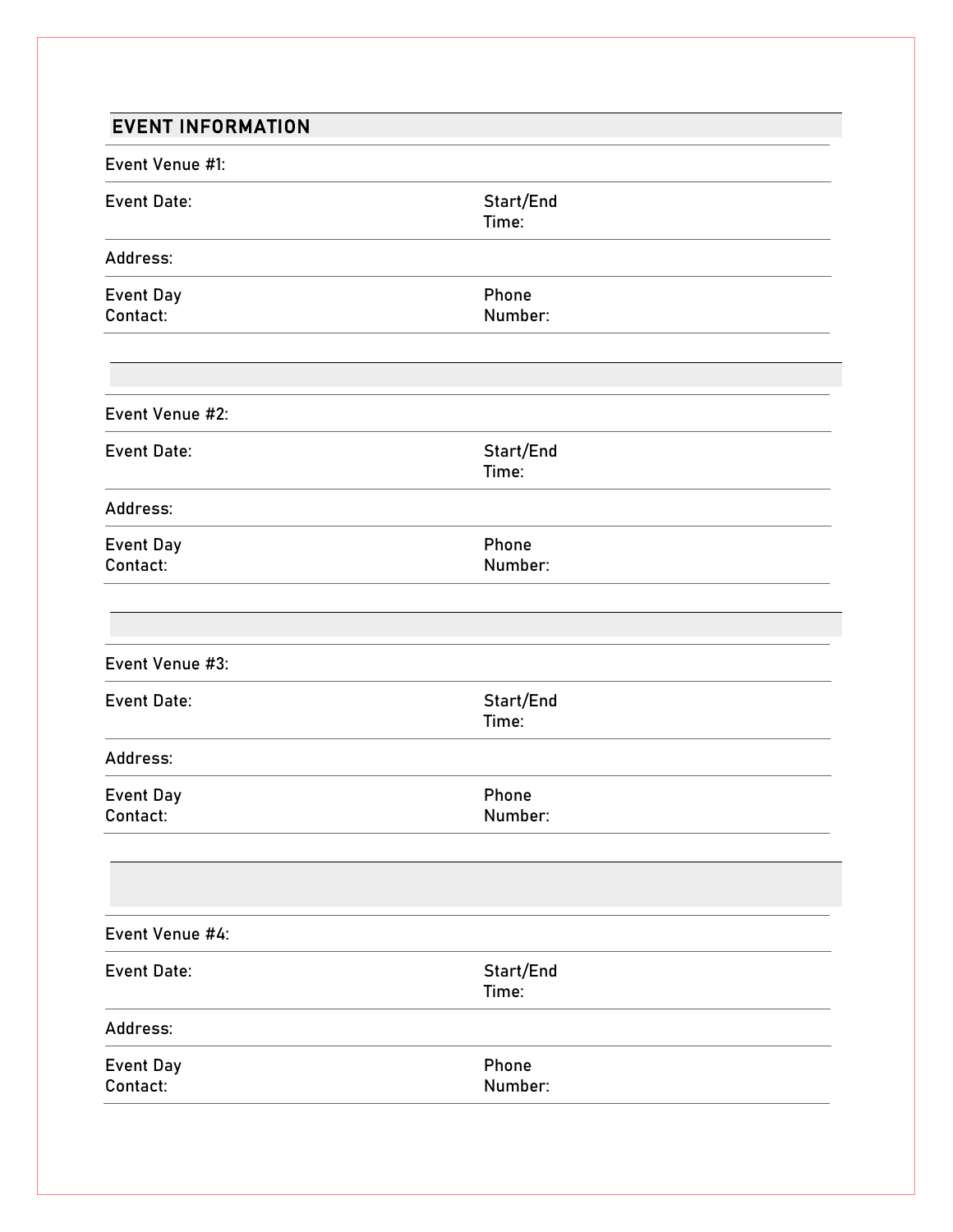## EVENT INFORMATION

| Event Venue #1: | | | |
|---|---|---|---|
| Event Date: | | Start/End Time: | |
| Address: | | | |
| Event Day Contact: | | Phone Number: | |

| Event Venue #2: | | | |
|---|---|---|---|
| Event Date: | | Start/End Time: | |
| Address: | | | |
| Event Day Contact: | | Phone Number: | |

| Event Venue #3: | | | |
|---|---|---|---|
| Event Date: | | Start/End Time: | |
| Address: | | | |
| Event Day Contact: | | Phone Number: | |

| Event Venue #4: | | | |
|---|---|---|---|
| Event Date: | | Start/End Time: | |
| Address: | | | |
| Event Day Contact: | | Phone Number: | |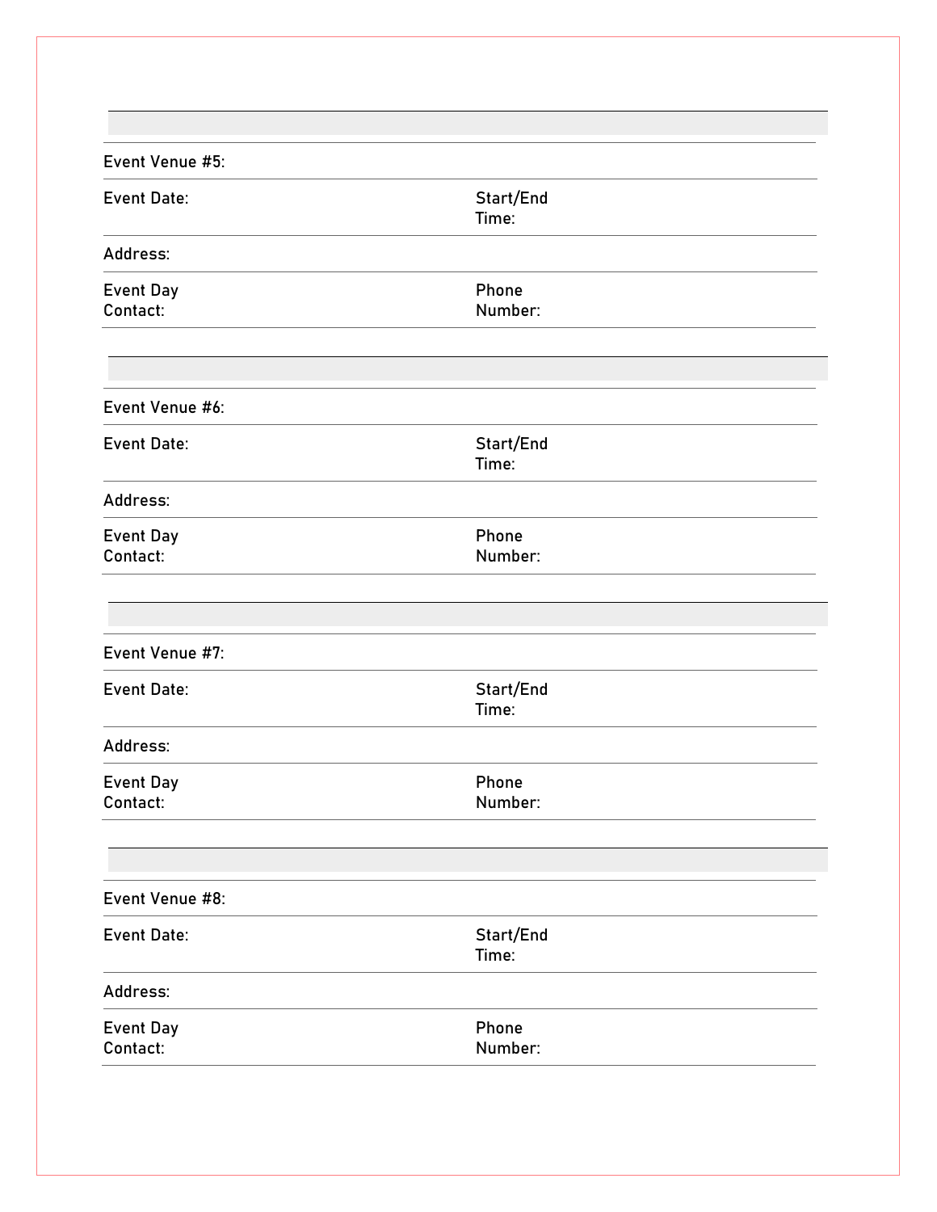| Event Venue #5: | |
|---|---|
| Event Date: | Start/End Time: |
| Address: | |
| Event Day Contact: | Phone Number: |

| Event Venue #6: | |
|---|---|
| Event Date: | Start/End Time: |
| Address: | |
| Event Day Contact: | Phone Number: |

| Event Venue #7: | |
|---|---|
| Event Date: | Start/End Time: |
| Address: | |
| Event Day Contact: | Phone Number: |

| Event Venue #8: | |
|---|---|
| Event Date: | Start/End Time: |
| Address: | |
| Event Day Contact: | Phone Number: |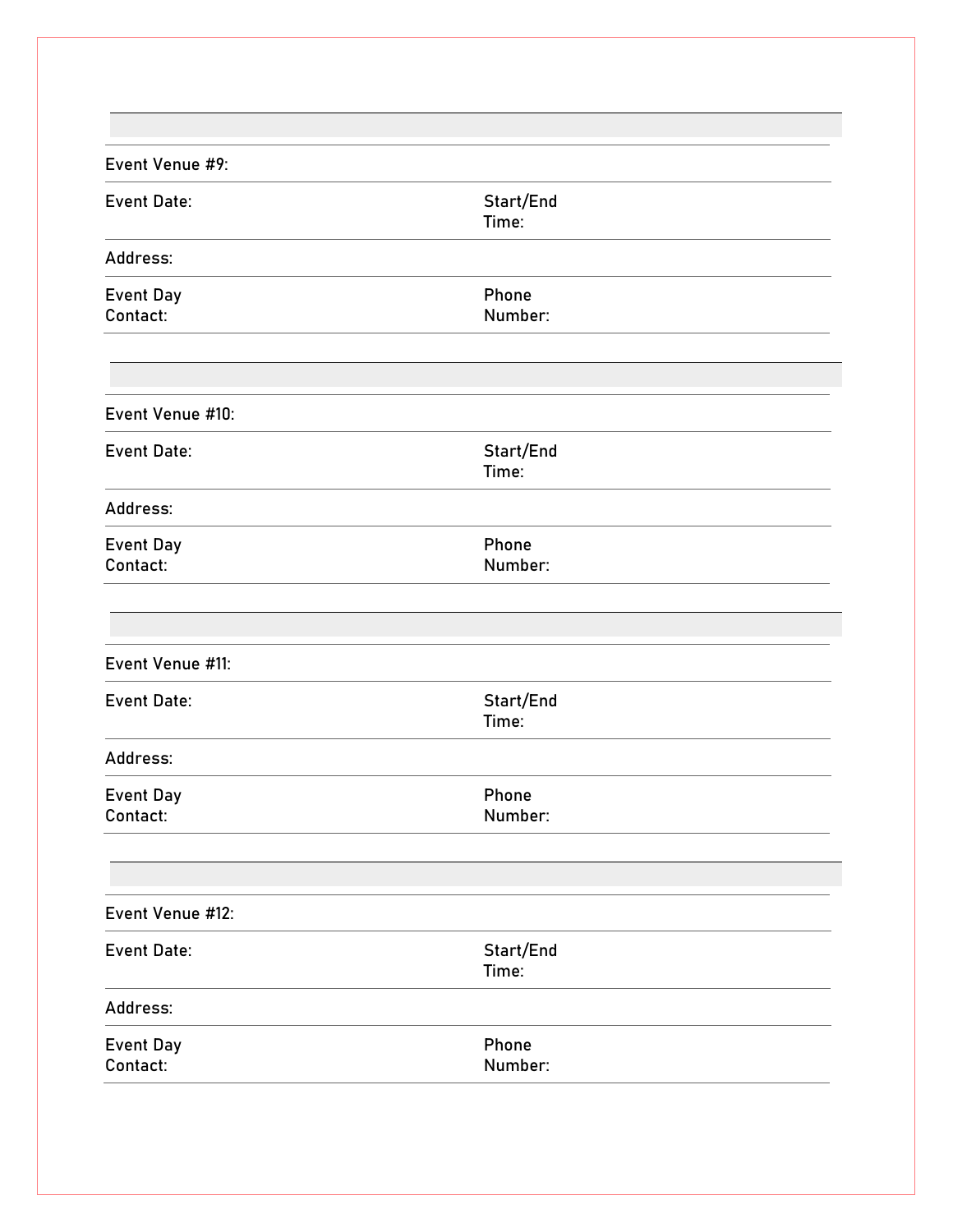| Event Venue #9: | |
|---|---|
| Event Date: | Start/End Time: |
| Address: | |
| Event Day Contact: | Phone Number: |

| Event Venue #10: | |
|---|---|
| Event Date: | Start/End Time: |
| Address: | |
| Event Day Contact: | Phone Number: |

| Event Venue #11: | |
|---|---|
| Event Date: | Start/End Time: |
| Address: | |
| Event Day Contact: | Phone Number: |

| Event Venue #12: | |
|---|---|
| Event Date: | Start/End Time: |
| Address: | |
| Event Day Contact: | Phone Number: |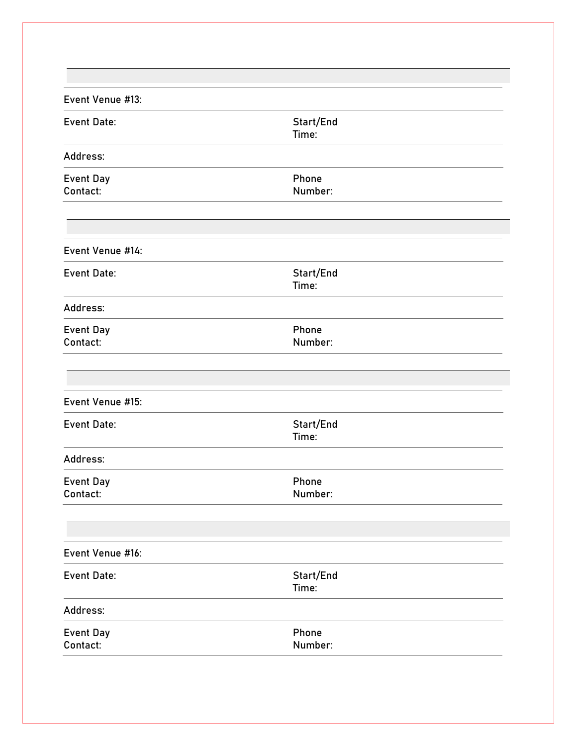| Event Venue #13: | |
|---|---|
| Event Date: | Start/End Time: |
| Address: | |
| Event Day Contact: | Phone Number: |

| Event Venue #14: | |
|---|---|
| Event Date: | Start/End Time: |
| Address: | |
| Event Day Contact: | Phone Number: |

| Event Venue #15: | |
|---|---|
| Event Date: | Start/End Time: |
| Address: | |
| Event Day Contact: | Phone Number: |

| Event Venue #16: | |
|---|---|
| Event Date: | Start/End Time: |
| Address: | |
| Event Day Contact: | Phone Number: |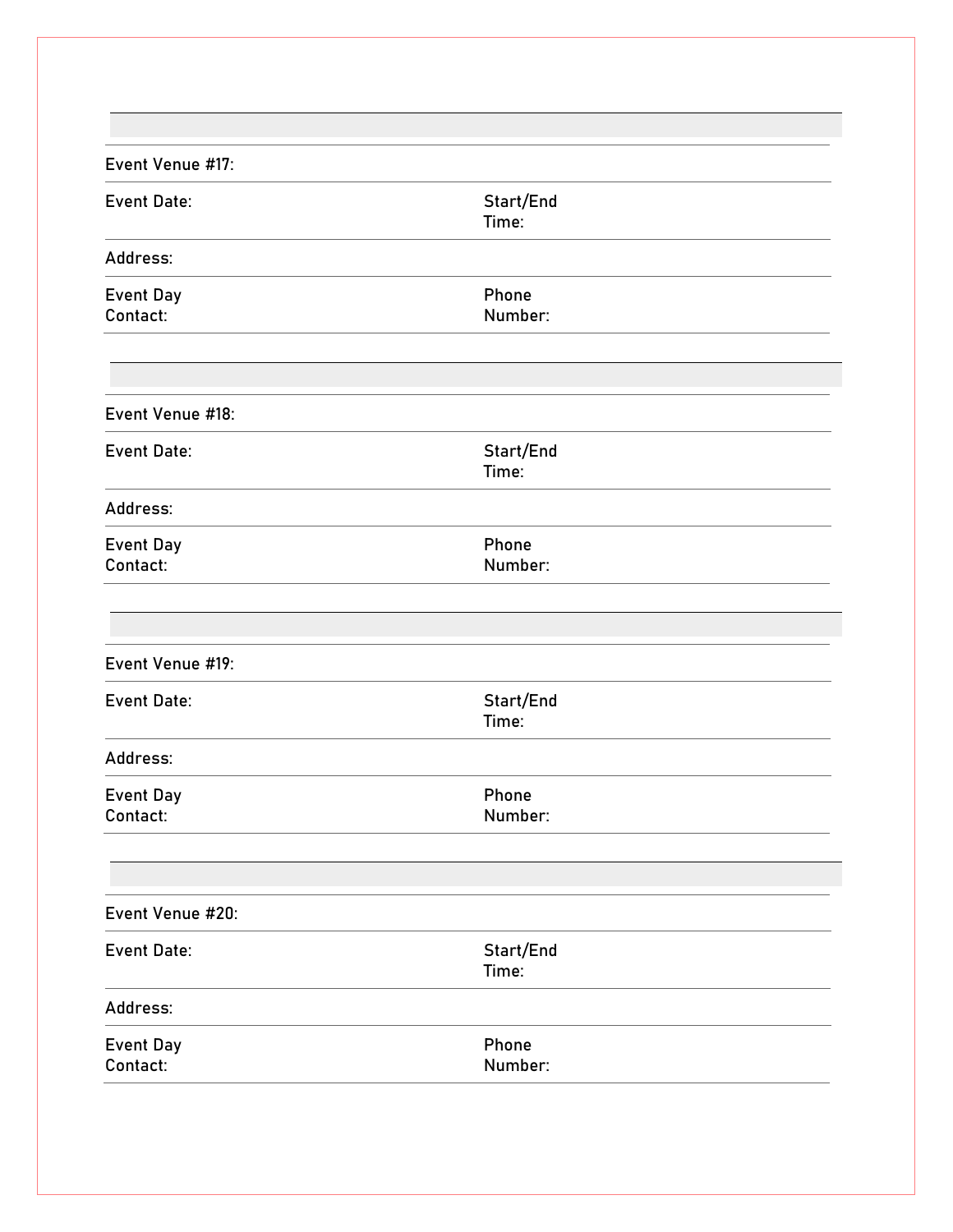| Event Venue #17: | | | |
|---|---|---|---|
| Event Date: | | Start/End Time: | |
| Address: | | | |
| Event Day Contact: | | Phone Number: | |

| Event Venue #18: | | | |
|---|---|---|---|
| Event Date: | | Start/End Time: | |
| Address: | | | |
| Event Day Contact: | | Phone Number: | |

| Event Venue #19: | | | |
|---|---|---|---|
| Event Date: | | Start/End Time: | |
| Address: | | | |
| Event Day Contact: | | Phone Number: | |

| Event Venue #20: | | | |
|---|---|---|---|
| Event Date: | | Start/End Time: | |
| Address: | | | |
| Event Day Contact: | | Phone Number: | |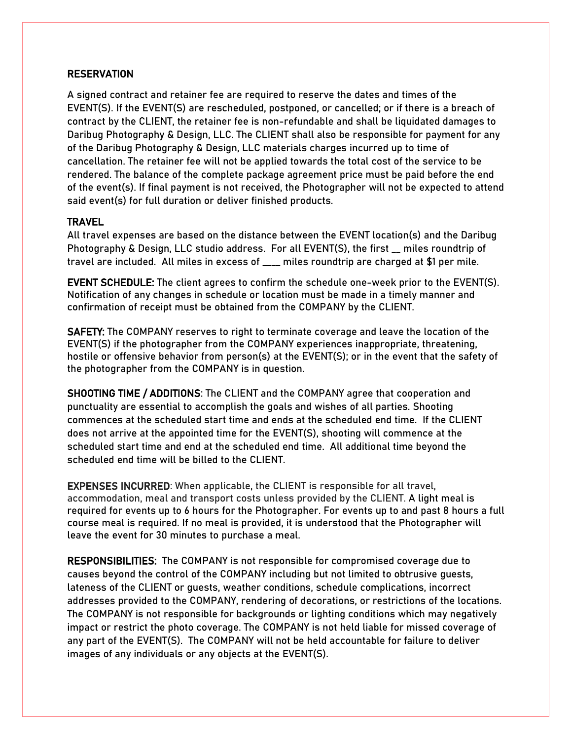**RESERVATION**

A signed contract and retainer fee are required to reserve the dates and times of the EVENT(S). If the EVENT(S) are rescheduled, postponed, or cancelled; or if there is a breach of contract by the CLIENT, the retainer fee is non-refundable and shall be liquidated damages to Daribug Photography & Design, LLC. The CLIENT shall also be responsible for payment for any of the Daribug Photography & Design, LLC materials charges incurred up to time of cancellation. The retainer fee will not be applied towards the total cost of the service to be rendered. The balance of the complete package agreement price must be paid before the end of the event(s). If final payment is not received, the Photographer will not be expected to attend said event(s) for full duration or deliver finished products.

**TRAVEL**

All travel expenses are based on the distance between the EVENT location(s) and the Daribug Photography & Design, LLC studio address. For all EVENT(S), the first __ miles roundtrip of travel are included. All miles in excess of ____ miles roundtrip are charged at $1 per mile.

**EVENT SCHEDULE:** The client agrees to confirm the schedule one-week prior to the EVENT(S). Notification of any changes in schedule or location must be made in a timely manner and confirmation of receipt must be obtained from the COMPANY by the CLIENT.

**SAFETY:** The COMPANY reserves to right to terminate coverage and leave the location of the EVENT(S) if the photographer from the COMPANY experiences inappropriate, threatening, hostile or offensive behavior from person(s) at the EVENT(S); or in the event that the safety of the photographer from the COMPANY is in question.

**SHOOTING TIME / ADDITIONS**: The CLIENT and the COMPANY agree that cooperation and punctuality are essential to accomplish the goals and wishes of all parties. Shooting commences at the scheduled start time and ends at the scheduled end time. If the CLIENT does not arrive at the appointed time for the EVENT(S), shooting will commence at the scheduled start time and end at the scheduled end time. All additional time beyond the scheduled end time will be billed to the CLIENT.

**EXPENSES INCURRED**: When applicable, the CLIENT is responsible for all travel, accommodation, meal and transport costs unless provided by the CLIENT. A light meal is required for events up to 6 hours for the Photographer. For events up to and past 8 hours a full course meal is required. If no meal is provided, it is understood that the Photographer will leave the event for 30 minutes to purchase a meal.

**RESPONSIBILITIES:** The COMPANY is not responsible for compromised coverage due to causes beyond the control of the COMPANY including but not limited to obtrusive guests, lateness of the CLIENT or guests, weather conditions, schedule complications, incorrect addresses provided to the COMPANY, rendering of decorations, or restrictions of the locations. The COMPANY is not responsible for backgrounds or lighting conditions which may negatively impact or restrict the photo coverage. The COMPANY is not held liable for missed coverage of any part of the EVENT(S). The COMPANY will not be held accountable for failure to deliver images of any individuals or any objects at the EVENT(S).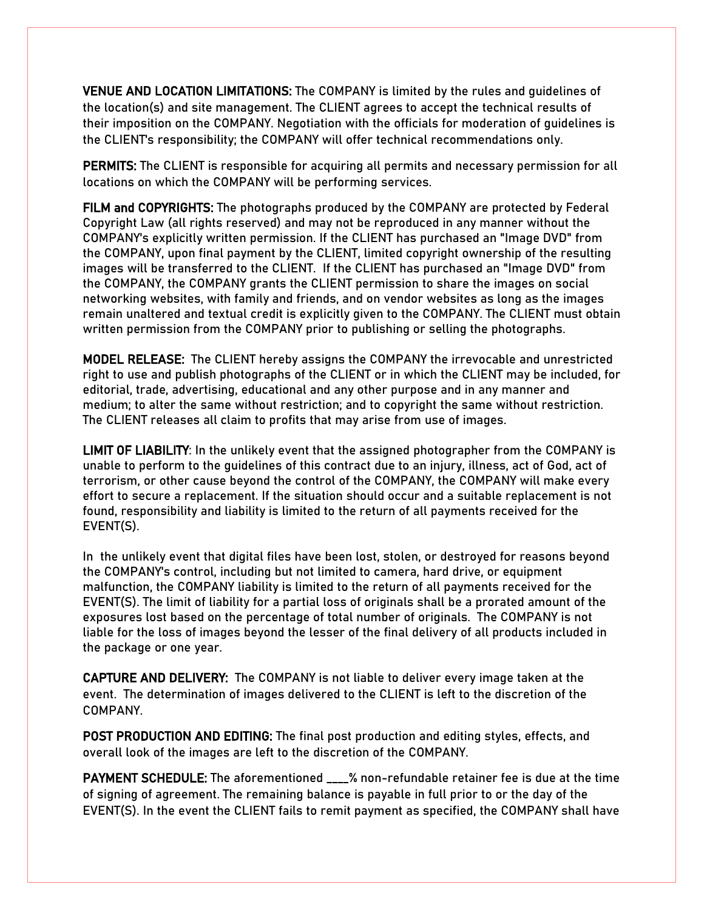**VENUE AND LOCATION LIMITATIONS:** The COMPANY is limited by the rules and guidelines of the location(s) and site management. The CLIENT agrees to accept the technical results of their imposition on the COMPANY. Negotiation with the officials for moderation of guidelines is the CLIENT's responsibility; the COMPANY will offer technical recommendations only.

**PERMITS:** The CLIENT is responsible for acquiring all permits and necessary permission for all locations on which the COMPANY will be performing services.

**FILM and COPYRIGHTS:** The photographs produced by the COMPANY are protected by Federal Copyright Law (all rights reserved) and may not be reproduced in any manner without the COMPANY's explicitly written permission. If the CLIENT has purchased an "Image DVD" from the COMPANY, upon final payment by the CLIENT, limited copyright ownership of the resulting images will be transferred to the CLIENT. If the CLIENT has purchased an "Image DVD" from the COMPANY, the COMPANY grants the CLIENT permission to share the images on social networking websites, with family and friends, and on vendor websites as long as the images remain unaltered and textual credit is explicitly given to the COMPANY. The CLIENT must obtain written permission from the COMPANY prior to publishing or selling the photographs.

**MODEL RELEASE:** The CLIENT hereby assigns the COMPANY the irrevocable and unrestricted right to use and publish photographs of the CLIENT or in which the CLIENT may be included, for editorial, trade, advertising, educational and any other purpose and in any manner and medium; to alter the same without restriction; and to copyright the same without restriction. The CLIENT releases all claim to profits that may arise from use of images.

**LIMIT OF LIABILITY**: In the unlikely event that the assigned photographer from the COMPANY is unable to perform to the guidelines of this contract due to an injury, illness, act of God, act of terrorism, or other cause beyond the control of the COMPANY, the COMPANY will make every effort to secure a replacement. If the situation should occur and a suitable replacement is not found, responsibility and liability is limited to the return of all payments received for the EVENT(S).

In the unlikely event that digital files have been lost, stolen, or destroyed for reasons beyond the COMPANY's control, including but not limited to camera, hard drive, or equipment malfunction, the COMPANY liability is limited to the return of all payments received for the EVENT(S). The limit of liability for a partial loss of originals shall be a prorated amount of the exposures lost based on the percentage of total number of originals. The COMPANY is not liable for the loss of images beyond the lesser of the final delivery of all products included in the package or one year.

**CAPTURE AND DELIVERY:** The COMPANY is not liable to deliver every image taken at the event. The determination of images delivered to the CLIENT is left to the discretion of the COMPANY.

**POST PRODUCTION AND EDITING:** The final post production and editing styles, effects, and overall look of the images are left to the discretion of the COMPANY.

**PAYMENT SCHEDULE:** The aforementioned ____% non-refundable retainer fee is due at the time of signing of agreement. The remaining balance is payable in full prior to or the day of the EVENT(S). In the event the CLIENT fails to remit payment as specified, the COMPANY shall have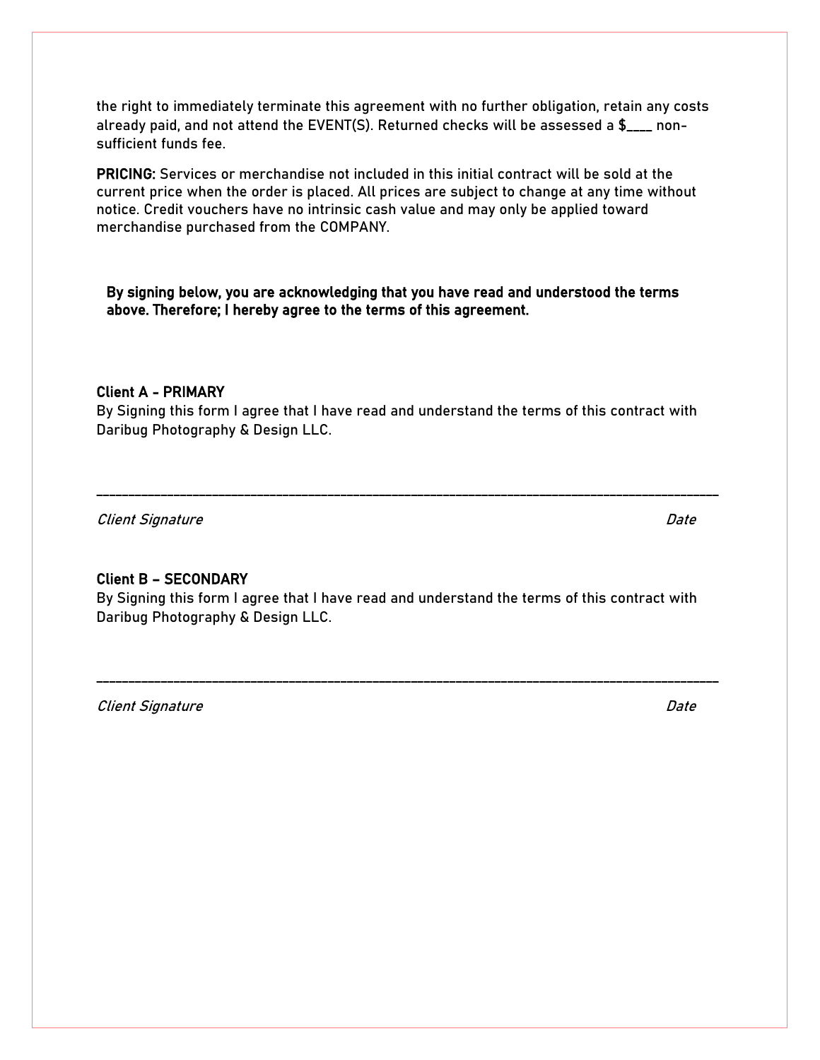the right to immediately terminate this agreement with no further obligation, retain any costs already paid, and not attend the EVENT(S). Returned checks will be assessed a **$____** non-sufficient funds fee.

**PRICING:** Services or merchandise not included in this initial contract will be sold at the current price when the order is placed. All prices are subject to change at any time without notice. Credit vouchers have no intrinsic cash value and may only be applied toward merchandise purchased from the COMPANY.

**By signing below, you are acknowledging that you have read and understood the terms above. Therefore; I hereby agree to the terms of this agreement.**

**Client A - PRIMARY**

By Signing this form I agree that I have read and understand the terms of this contract with Daribug Photography & Design LLC.

______________________________________________________________________________

*Client Signature* *Date*

**Client B – SECONDARY**

By Signing this form I agree that I have read and understand the terms of this contract with Daribug Photography & Design LLC.

______________________________________________________________________________

*Client Signature* *Date*